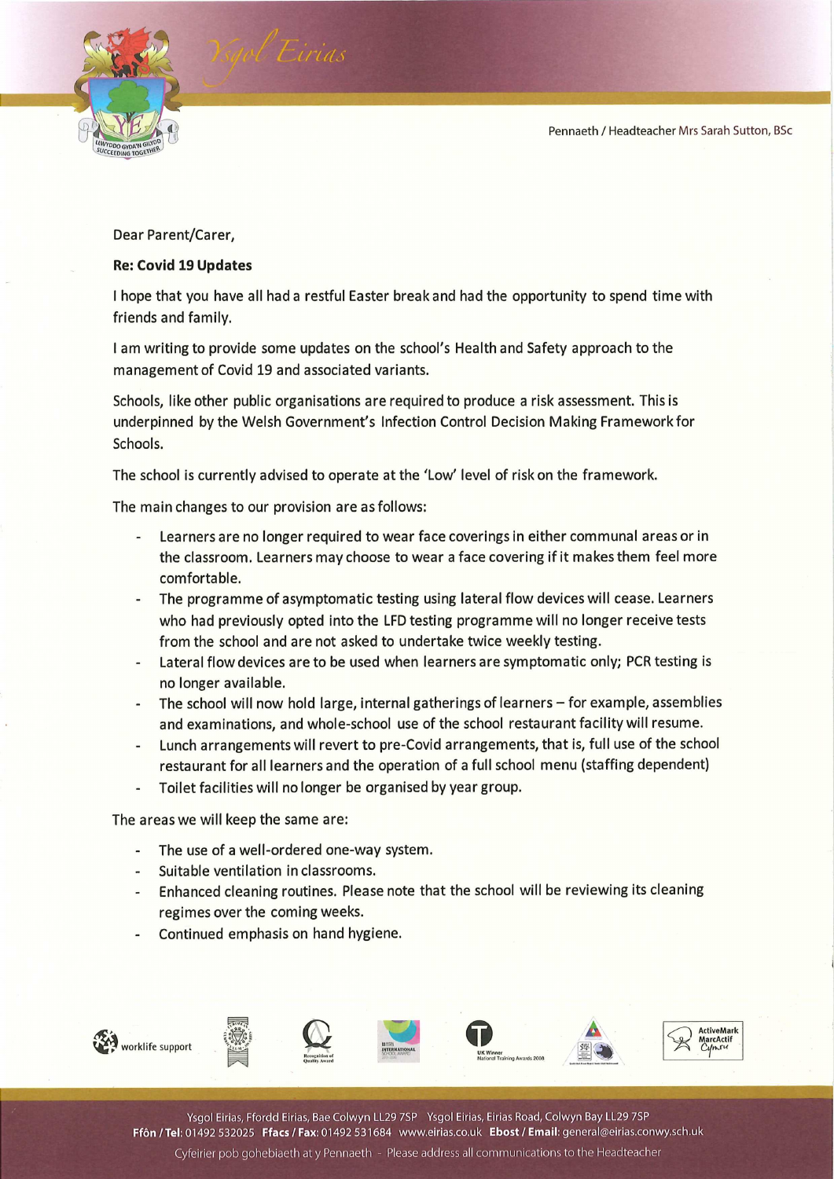Ysgol Eirias

Pennaeth / Headteacher Mrs Sarah Sutton, BSc

Dear Parent/Carer,

**Re: Covid 19 Updates**

I hope that you have all had a restful Easter break and had the opportunity to spend time with friends and family.

I am writing to provide some updates on the school's Health and Safety approach to the management of Covid 19 and associated variants.

Schools, like other public organisations are required to produce a risk assessment. This is underpinned by the Welsh Government's Infection Control Decision Making Framework for Schools.

The school is currently advised to operate at the 'Low' level of risk on the framework.

The main changes to our provision are as follows:

- Learners are no longer required to wear face coverings in either communal areas or in the classroom. Learners may choose to wear a face covering if it makes them feel more comfortable.
- The programme of asymptomatic testing using lateral flow devices will cease. Learners who had previously opted into the LFD testing programme will no longer receive tests from the school and are not asked to undertake twice weekly testing.
- Lateral flow devices are to be used when learners are symptomatic only; PCR testing is no longer available.
- The school will now hold large, internal gatherings of learners – for example, assemblies and examinations, and whole-school use of the school restaurant facility will resume.
- Lunch arrangements will revert to pre-Covid arrangements, that is, full use of the school restaurant for all learners and the operation of a full school menu (staffing dependent)
- Toilet facilities will no longer be organised by year group.

The areas we will keep the same are:

- The use of a well-ordered one-way system.
- Suitable ventilation in classrooms.
- Enhanced cleaning routines. Please note that the school will be reviewing its cleaning regimes over the coming weeks.
- Continued emphasis on hand hygiene.

Ysgol Eirias, Ffordd Eirias, Bae Colwyn LL29 7SP Ysgol Eirias, Eirias Road, Colwyn Bay LL29 7SP
**Ffôn / Tel:** 01492 532025 **Ffacs / Fax:** 01492 531684 www.eirias.co.uk **Ebost / Email:** general@eirias.conwy.sch.uk
Cyfeirier pob gohebiaeth at y Pennaeth - Please address all communications to the Headteacher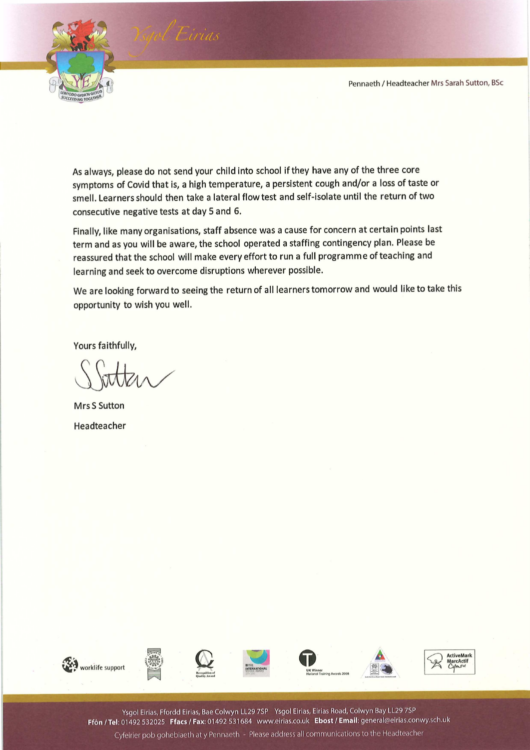As always, please do not send your child into school if they have any of the three core symptoms of Covid that is, a high temperature, a persistent cough and/or a loss of taste or smell. Learners should then take a lateral flow test and self-isolate until the return of two consecutive negative tests at day 5 and 6.

Finally, like many organisations, staff absence was a cause for concern at certain points last term and as you will be aware, the school operated a staffing contingency plan. Please be reassured that the school will make every effort to run a full programme of teaching and learning and seek to overcome disruptions wherever possible.

We are looking forward to seeing the return of all learners tomorrow and would like to take this opportunity to wish you well.

Yours faithfully,

Mrs S Sutton

Headteacher